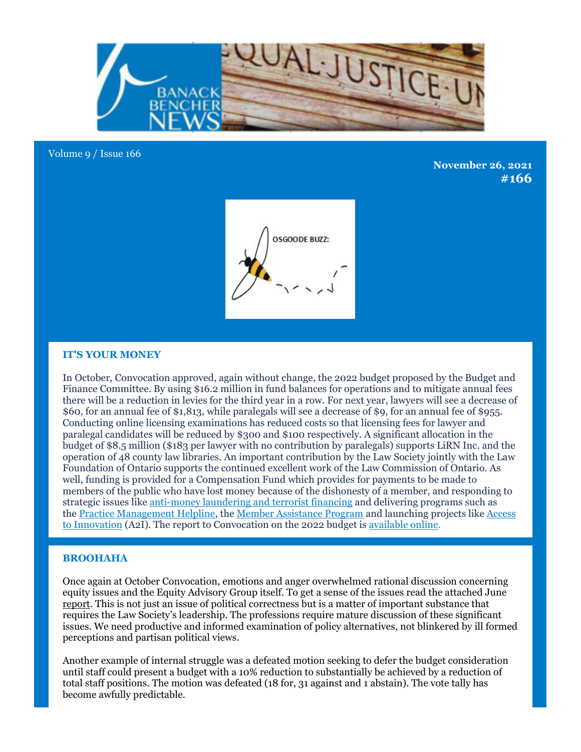Volume 9 / Issue 166

**November 26, 2021**
**#166**

## IT'S YOUR MONEY

In October, Convocation approved, again without change, the 2022 budget proposed by the Budget and Finance Committee. By using $16.2 million in fund balances for operations and to mitigate annual fees there will be a reduction in levies for the third year in a row. For next year, lawyers will see a decrease of $60, for an annual fee of $1,813, while paralegals will see a decrease of $9, for an annual fee of $955. Conducting online licensing examinations has reduced costs so that licensing fees for lawyer and paralegal candidates will be reduced by $300 and $100 respectively. A significant allocation in the budget of $8.5 million ($183 per lawyer with no contribution by paralegals) supports LiRN Inc. and the operation of 48 county law libraries. An important contribution by the Law Society jointly with the Law Foundation of Ontario supports the continued excellent work of the Law Commission of Ontario. As well, funding is provided for a Compensation Fund which provides for payments to be made to members of the public who have lost money because of the dishonesty of a member, and responding to strategic issues like anti-money laundering and terrorist financing and delivering programs such as the Practice Management Helpline, the Member Assistance Program and launching projects like Access to Innovation (A2I). The report to Convocation on the 2022 budget is available online.

## BROOHAHA

Once again at October Convocation, emotions and anger overwhelmed rational discussion concerning equity issues and the Equity Advisory Group itself. To get a sense of the issues read the attached June report. This is not just an issue of political correctness but is a matter of important substance that requires the Law Society's leadership. The professions require mature discussion of these significant issues. We need productive and informed examination of policy alternatives, not blinkered by ill formed perceptions and partisan political views.

Another example of internal struggle was a defeated motion seeking to defer the budget consideration until staff could present a budget with a 10% reduction to substantially be achieved by a reduction of total staff positions. The motion was defeated (18 for, 31 against and 1 abstain). The vote tally has become awfully predictable.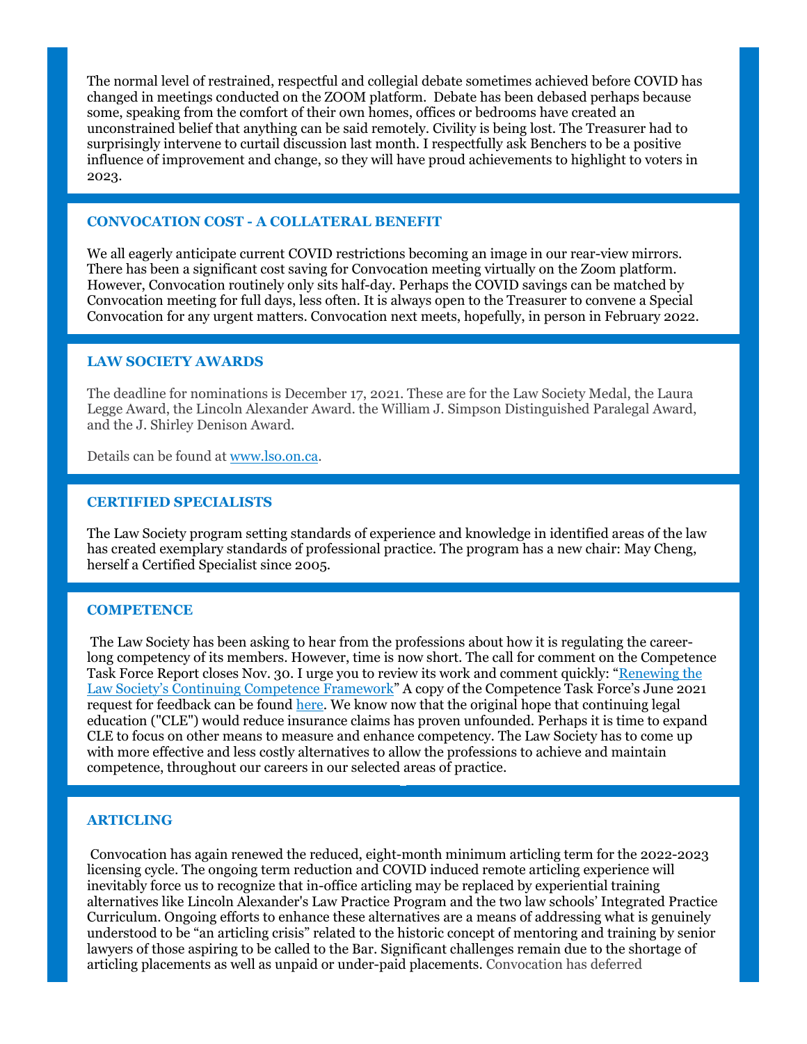The normal level of restrained, respectful and collegial debate sometimes achieved before COVID has changed in meetings conducted on the ZOOM platform. Debate has been debased perhaps because some, speaking from the comfort of their own homes, offices or bedrooms have created an unconstrained belief that anything can be said remotely. Civility is being lost. The Treasurer had to surprisingly intervene to curtail discussion last month. I respectfully ask Benchers to be a positive influence of improvement and change, so they will have proud achievements to highlight to voters in 2023.

### CONVOCATION COST - A COLLATERAL BENEFIT

We all eagerly anticipate current COVID restrictions becoming an image in our rear-view mirrors. There has been a significant cost saving for Convocation meeting virtually on the Zoom platform. However, Convocation routinely only sits half-day. Perhaps the COVID savings can be matched by Convocation meeting for full days, less often. It is always open to the Treasurer to convene a Special Convocation for any urgent matters. Convocation next meets, hopefully, in person in February 2022.

### LAW SOCIETY AWARDS

The deadline for nominations is December 17, 2021. These are for the Law Society Medal, the Laura Legge Award, the Lincoln Alexander Award. the William J. Simpson Distinguished Paralegal Award, and the J. Shirley Denison Award.

Details can be found at [www.lso.on.ca](www.lso.on.ca).

### CERTIFIED SPECIALISTS

The Law Society program setting standards of experience and knowledge in identified areas of the law has created exemplary standards of professional practice. The program has a new chair: May Cheng, herself a Certified Specialist since 2005.

### COMPETENCE

The Law Society has been asking to hear from the professions about how it is regulating the career-long competency of its members. However, time is now short. The call for comment on the Competence Task Force Report closes Nov. 30. I urge you to review its work and comment quickly: "Renewing the Law Society's Continuing Competence Framework" A copy of the Competence Task Force's June 2021 request for feedback can be found here. We know now that the original hope that continuing legal education ("CLE") would reduce insurance claims has proven unfounded. Perhaps it is time to expand CLE to focus on other means to measure and enhance competency. The Law Society has to come up with more effective and less costly alternatives to allow the professions to achieve and maintain competence, throughout our careers in our selected areas of practice.

### ARTICLING

Convocation has again renewed the reduced, eight-month minimum articling term for the 2022-2023 licensing cycle. The ongoing term reduction and COVID induced remote articling experience will inevitably force us to recognize that in-office articling may be replaced by experiential training alternatives like Lincoln Alexander's Law Practice Program and the two law schools' Integrated Practice Curriculum. Ongoing efforts to enhance these alternatives are a means of addressing what is genuinely understood to be "an articling crisis" related to the historic concept of mentoring and training by senior lawyers of those aspiring to be called to the Bar. Significant challenges remain due to the shortage of articling placements as well as unpaid or under-paid placements. Convocation has deferred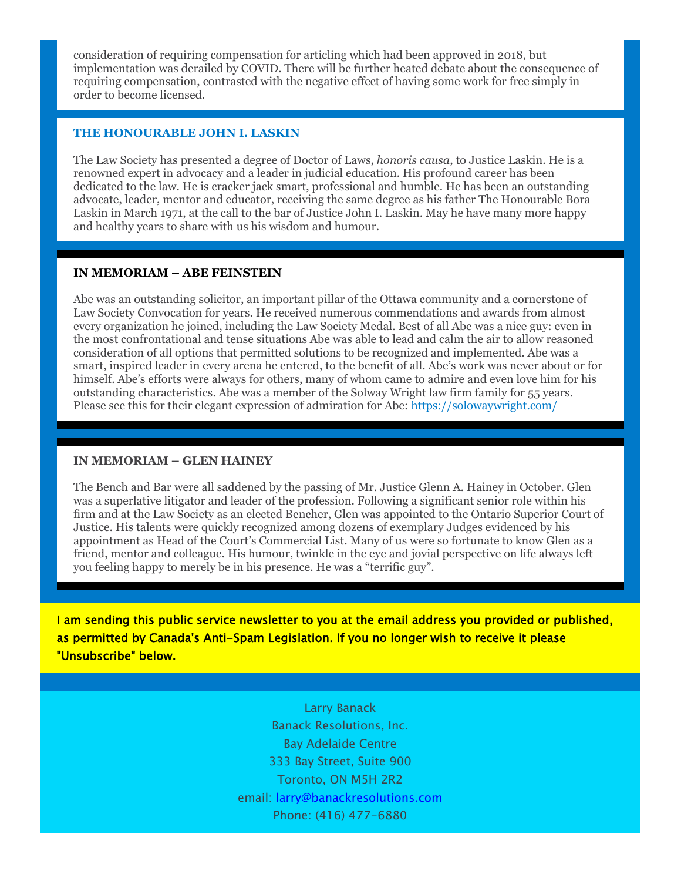consideration of requiring compensation for articling which had been approved in 2018, but implementation was derailed by COVID. There will be further heated debate about the consequence of requiring compensation, contrasted with the negative effect of having some work for free simply in order to become licensed.

### THE HONOURABLE JOHN I. LASKIN

The Law Society has presented a degree of Doctor of Laws, *honoris causa*, to Justice Laskin. He is a renowned expert in advocacy and a leader in judicial education. His profound career has been dedicated to the law. He is cracker jack smart, professional and humble. He has been an outstanding advocate, leader, mentor and educator, receiving the same degree as his father The Honourable Bora Laskin in March 1971, at the call to the bar of Justice John I. Laskin. May he have many more happy and healthy years to share with us his wisdom and humour.

### IN MEMORIAM – ABE FEINSTEIN

Abe was an outstanding solicitor, an important pillar of the Ottawa community and a cornerstone of Law Society Convocation for years. He received numerous commendations and awards from almost every organization he joined, including the Law Society Medal. Best of all Abe was a nice guy: even in the most confrontational and tense situations Abe was able to lead and calm the air to allow reasoned consideration of all options that permitted solutions to be recognized and implemented. Abe was a smart, inspired leader in every arena he entered, to the benefit of all. Abe's work was never about or for himself. Abe's efforts were always for others, many of whom came to admire and even love him for his outstanding characteristics. Abe was a member of the Solway Wright law firm family for 55 years. Please see this for their elegant expression of admiration for Abe: [https://solowaywright.com/](https://solowaywright.com/)

### IN MEMORIAM – GLEN HAINEY

The Bench and Bar were all saddened by the passing of Mr. Justice Glenn A. Hainey in October. Glen was a superlative litigator and leader of the profession. Following a significant senior role within his firm and at the Law Society as an elected Bencher, Glen was appointed to the Ontario Superior Court of Justice. His talents were quickly recognized among dozens of exemplary Judges evidenced by his appointment as Head of the Court's Commercial List. Many of us were so fortunate to know Glen as a friend, mentor and colleague. His humour, twinkle in the eye and jovial perspective on life always left you feeling happy to merely be in his presence. He was a "terrific guy".

**I am sending this public service newsletter to you at the email address you provided or published, as permitted by Canada's Anti-Spam Legislation. If you no longer wish to receive it please "Unsubscribe" below.**

Larry Banack
Banack Resolutions, Inc.
Bay Adelaide Centre
333 Bay Street, Suite 900
Toronto, ON M5H 2R2
email: [larry@banackresolutions.com](mailto:larry@banackresolutions.com)
Phone: (416) 477-6880